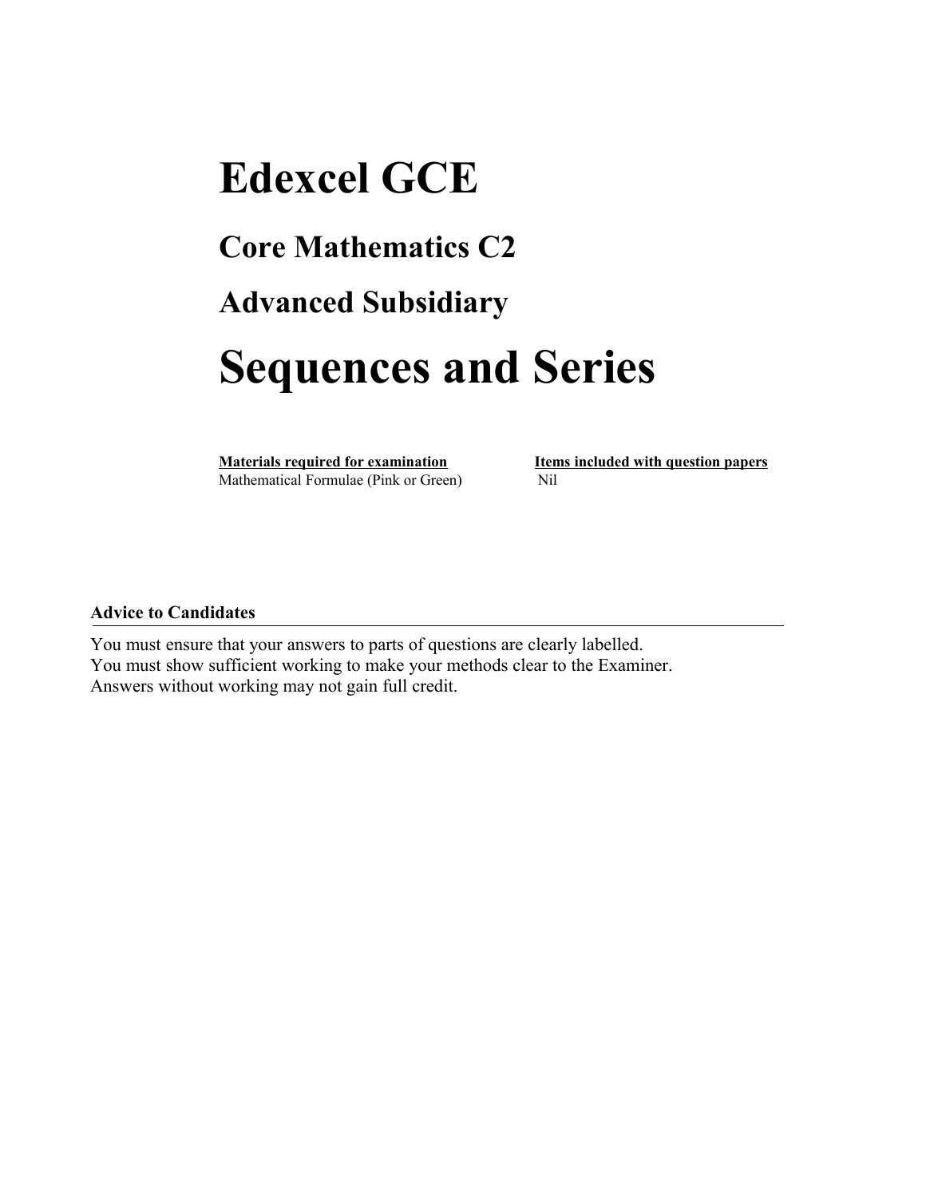# Edexcel GCE

## Core Mathematics C2

## Advanced Subsidiary

# Sequences and Series

| **Materials required for examination** | **Items included with question papers** |
| --- | --- |
| Mathematical Formulae (Pink or Green) | Nil |

**Advice to Candidates**

You must ensure that your answers to parts of questions are clearly labelled.
You must show sufficient working to make your methods clear to the Examiner.
Answers without working may not gain full credit.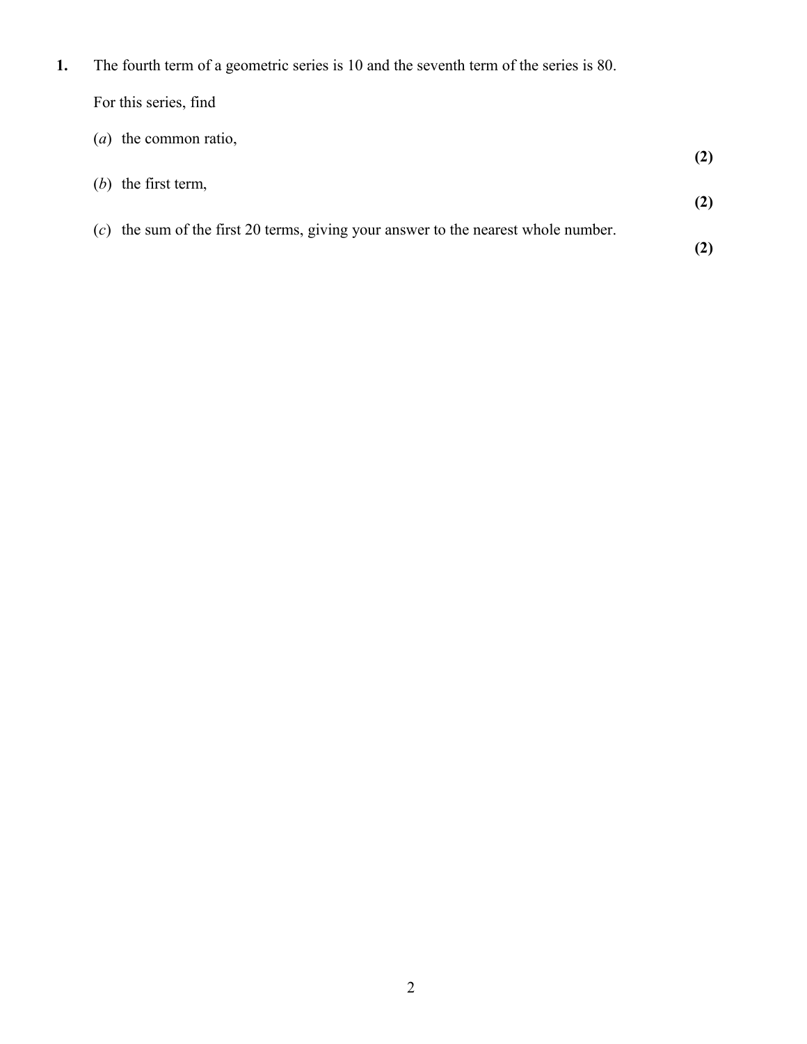**1.** The fourth term of a geometric series is 10 and the seventh term of the series is 80.

For this series, find

(*a*) the common ratio,

**(2)**

(*b*) the first term,

**(2)**

(*c*) the sum of the first 20 terms, giving your answer to the nearest whole number.

**(2)**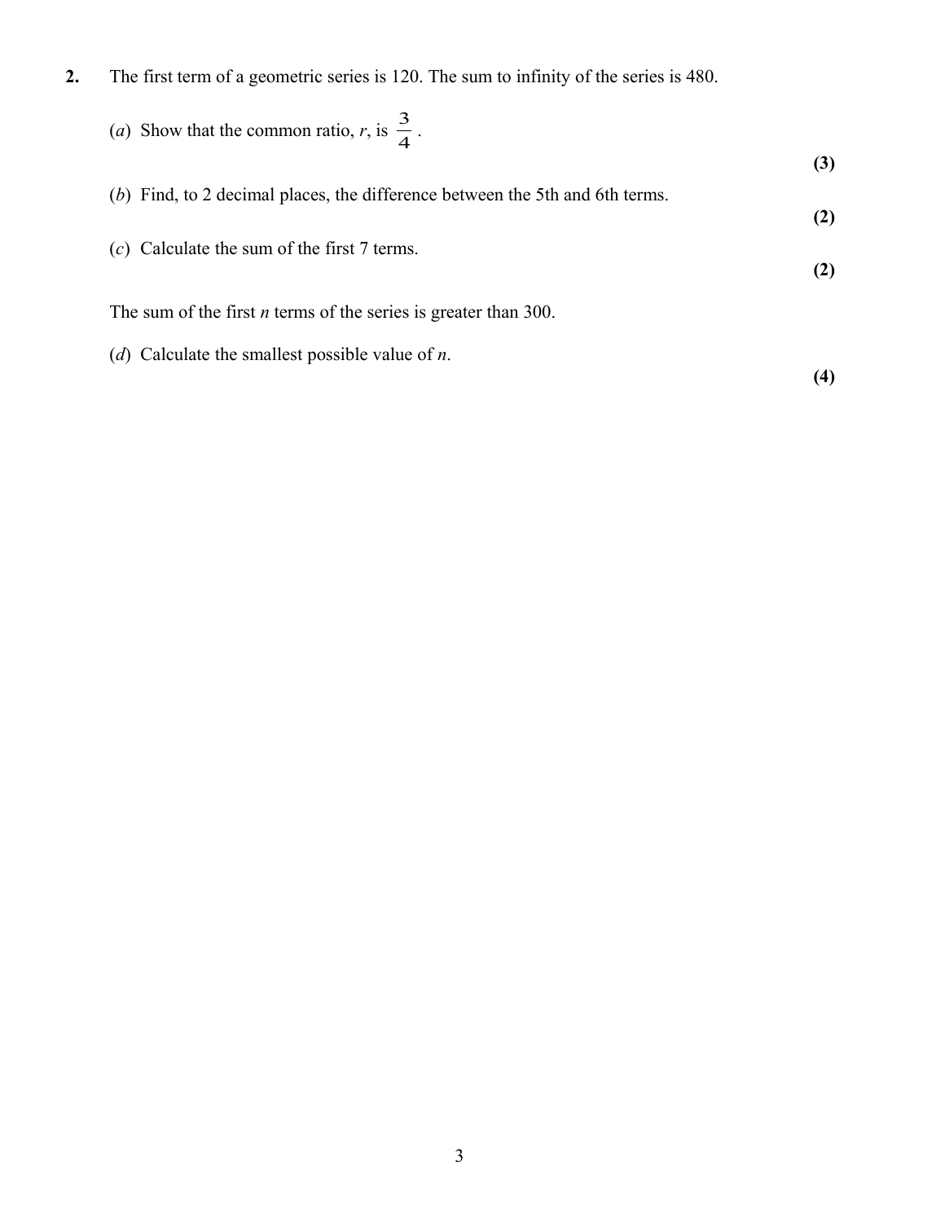**2.** The first term of a geometric series is 120. The sum to infinity of the series is 480.

(*a*) Show that the common ratio, $r$, is $\frac{3}{4}$.

**(3)**

(*b*) Find, to 2 decimal places, the difference between the 5th and 6th terms.

**(2)**

(*c*) Calculate the sum of the first 7 terms.

**(2)**

The sum of the first $n$ terms of the series is greater than 300.

(*d*) Calculate the smallest possible value of $n$.

**(4)**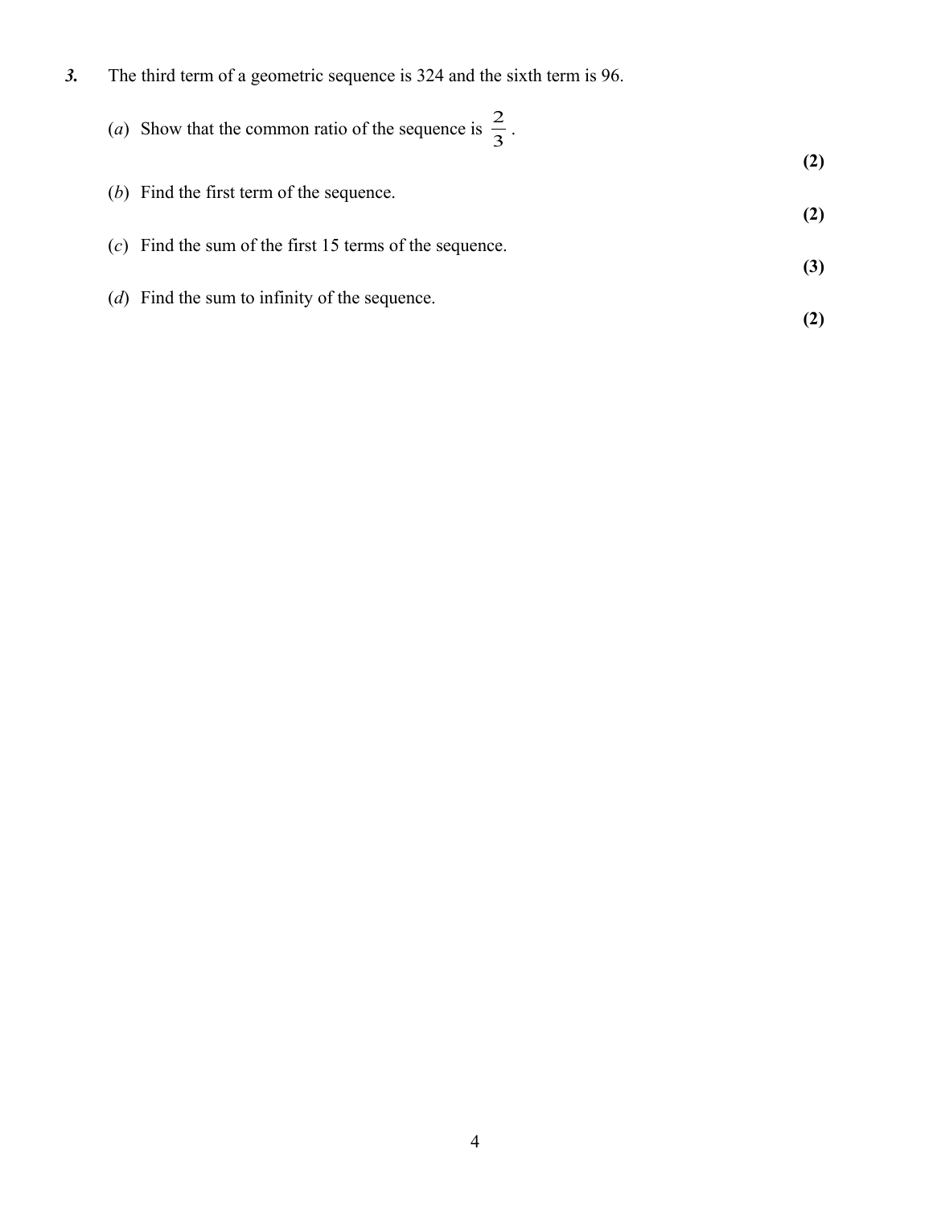**3.** The third term of a geometric sequence is 324 and the sixth term is 96.

(*a*) Show that the common ratio of the sequence is $\frac{2}{3}$.

**(2)**

(*b*) Find the first term of the sequence.

**(2)**

(*c*) Find the sum of the first 15 terms of the sequence.

**(3)**

(*d*) Find the sum to infinity of the sequence.

**(2)**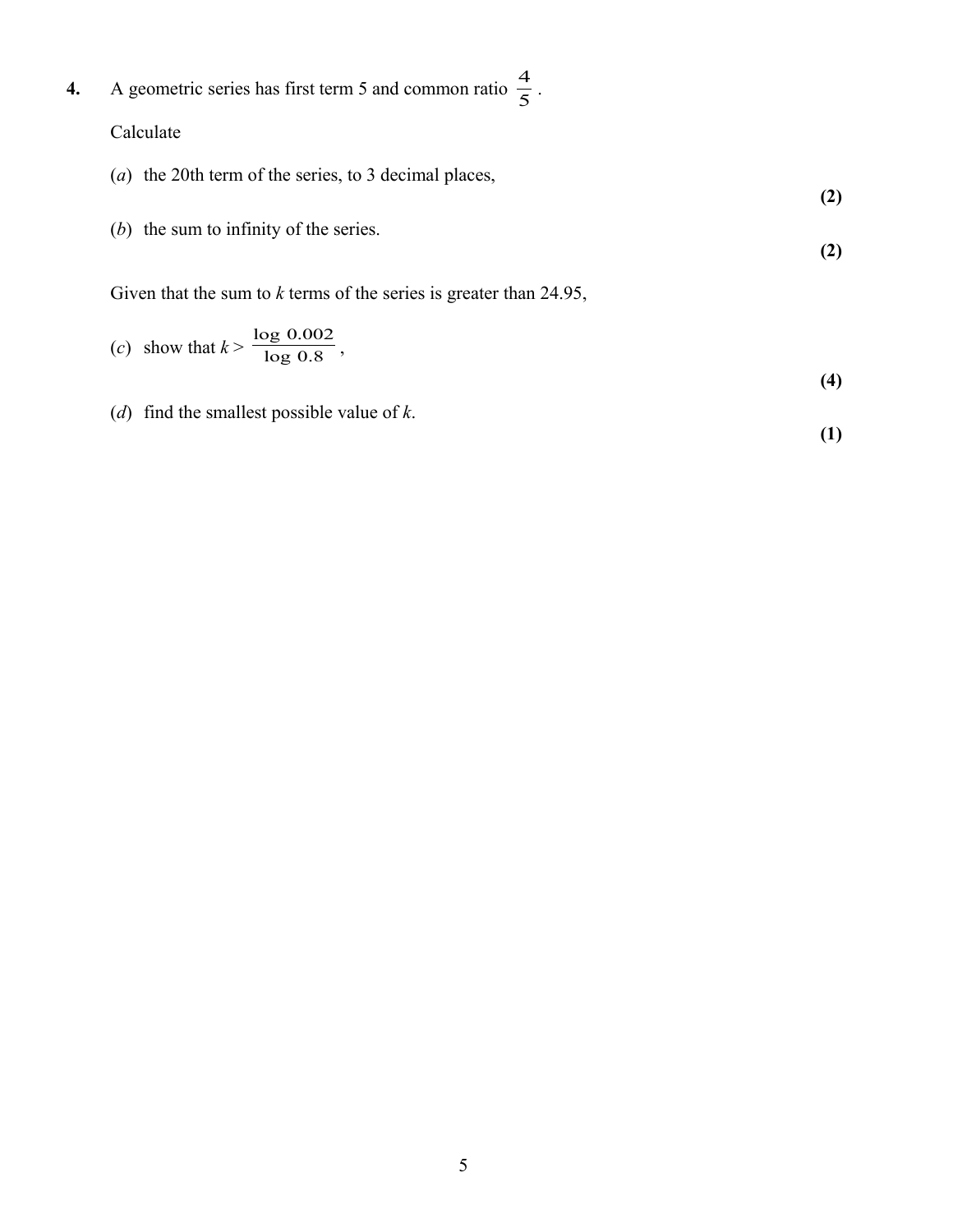**4.** A geometric series has first term 5 and common ratio $\frac{4}{5}$.

Calculate

(*a*) the 20th term of the series, to 3 decimal places,
**(2)**

(*b*) the sum to infinity of the series.
**(2)**

Given that the sum to *k* terms of the series is greater than 24.95,

(*c*) show that $k > \frac{\log 0.002}{\log 0.8}$,
**(4)**

(*d*) find the smallest possible value of *k*.
**(1)**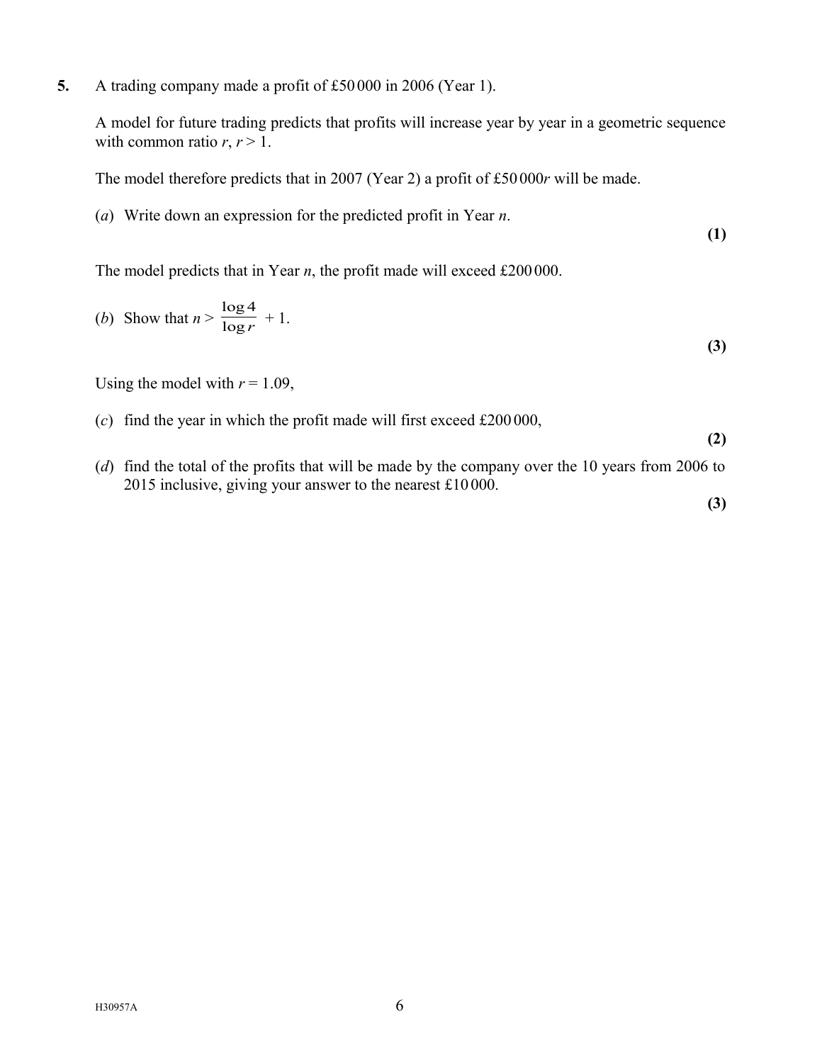**5.** A trading company made a profit of £50 000 in 2006 (Year 1).

A model for future trading predicts that profits will increase year by year in a geometric sequence with common ratio $r$, $r > 1$.

The model therefore predicts that in 2007 (Year 2) a profit of £50 000$r$ will be made.

(*a*) Write down an expression for the predicted profit in Year $n$.

**(1)**

The model predicts that in Year $n$, the profit made will exceed £200 000.

(*b*) Show that $n > \dfrac{\log 4}{\log r} + 1$.

**(3)**

Using the model with $r = 1.09$,

(*c*) find the year in which the profit made will first exceed £200 000,

**(2)**

(*d*) find the total of the profits that will be made by the company over the 10 years from 2006 to 2015 inclusive, giving your answer to the nearest £10 000.

**(3)**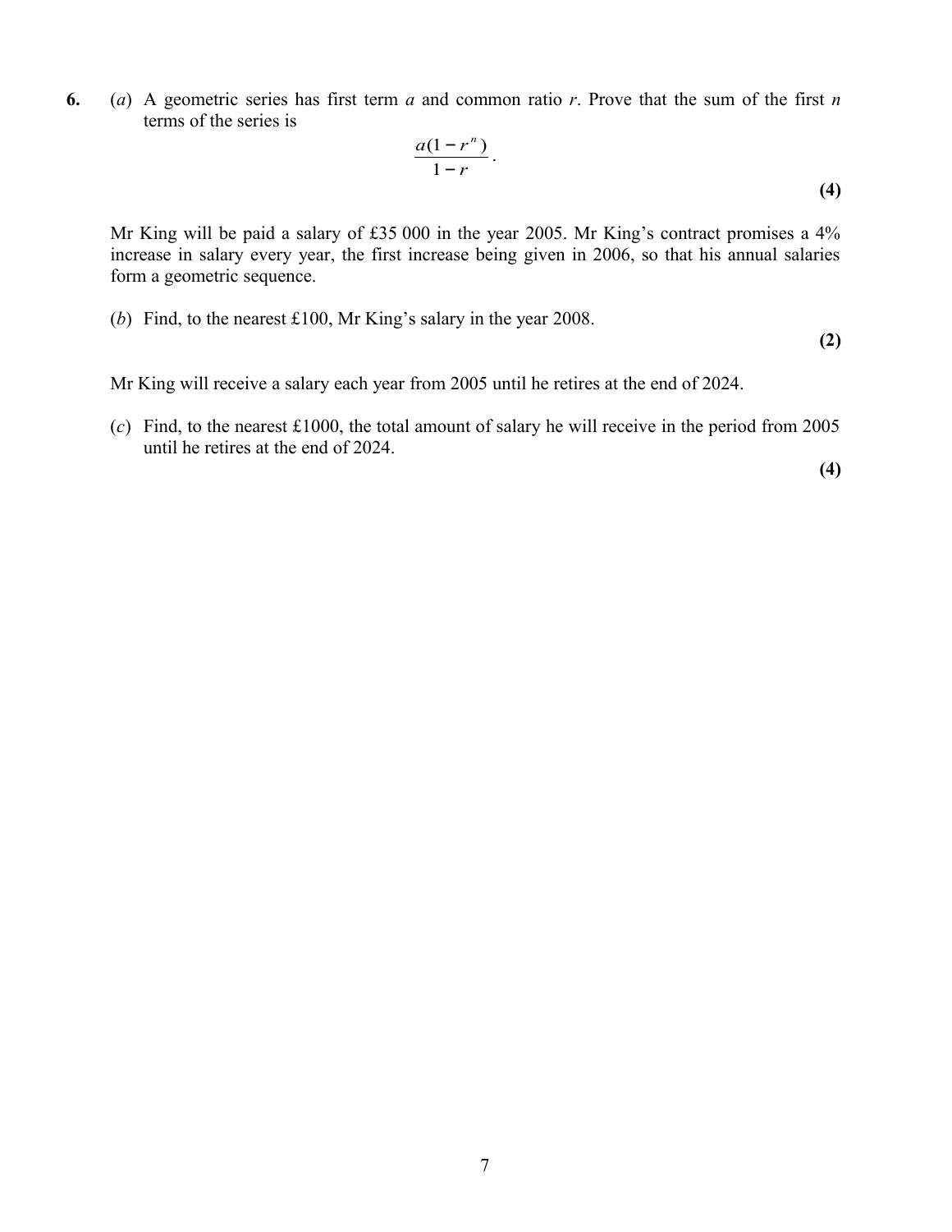**6.** (*a*) A geometric series has first term *a* and common ratio *r*. Prove that the sum of the first *n* terms of the series is

$$\frac{a(1-r^n)}{1-r}.$$

**(4)**

Mr King will be paid a salary of £35 000 in the year 2005. Mr King's contract promises a 4% increase in salary every year, the first increase being given in 2006, so that his annual salaries form a geometric sequence.

(*b*) Find, to the nearest £100, Mr King's salary in the year 2008.

**(2)**

Mr King will receive a salary each year from 2005 until he retires at the end of 2024.

(*c*) Find, to the nearest £1000, the total amount of salary he will receive in the period from 2005 until he retires at the end of 2024.

**(4)**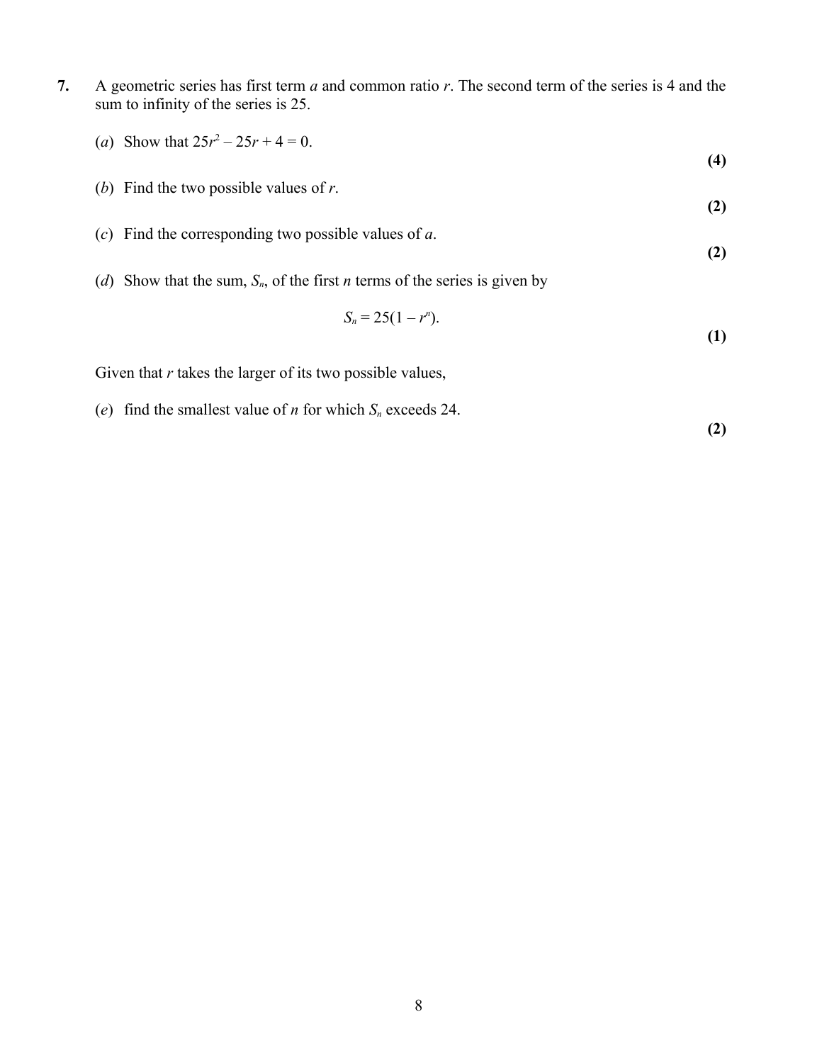**7.** A geometric series has first term $a$ and common ratio $r$. The second term of the series is 4 and the sum to infinity of the series is 25.

(*a*) Show that $25r^2 - 25r + 4 = 0$.

**(4)**

(*b*) Find the two possible values of $r$.

**(2)**

(*c*) Find the corresponding two possible values of $a$.

**(2)**

(*d*) Show that the sum, $S_n$, of the first $n$ terms of the series is given by

$$S_n = 25(1 - r^n).$$

**(1)**

Given that $r$ takes the larger of its two possible values,

(*e*) find the smallest value of $n$ for which $S_n$ exceeds 24.

**(2)**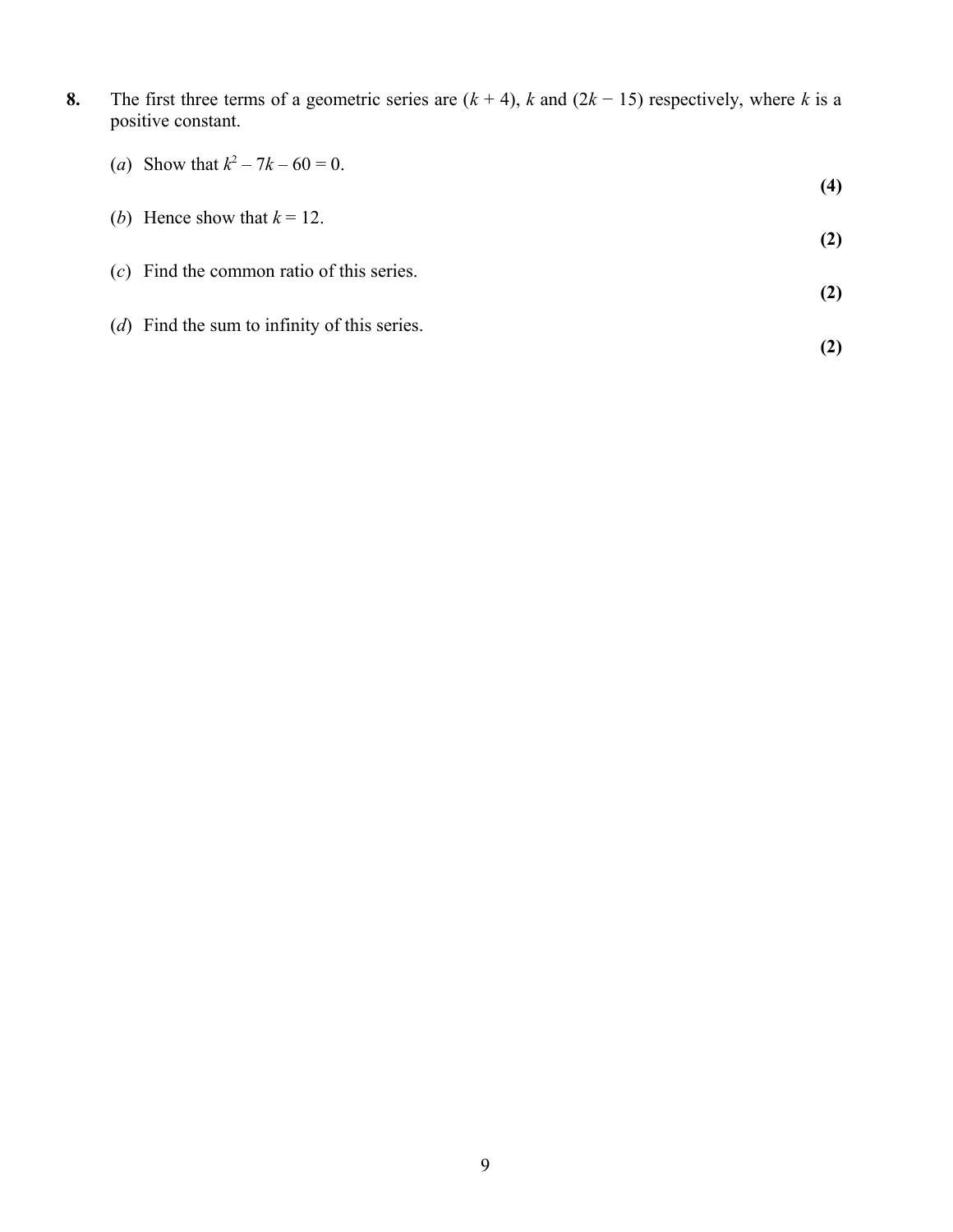**8.** The first three terms of a geometric series are $(k + 4)$, $k$ and $(2k - 15)$ respectively, where $k$ is a positive constant.

(*a*) Show that $k^2 - 7k - 60 = 0$.

**(4)**

(*b*) Hence show that $k = 12$.

**(2)**

(*c*) Find the common ratio of this series.

**(2)**

(*d*) Find the sum to infinity of this series.

**(2)**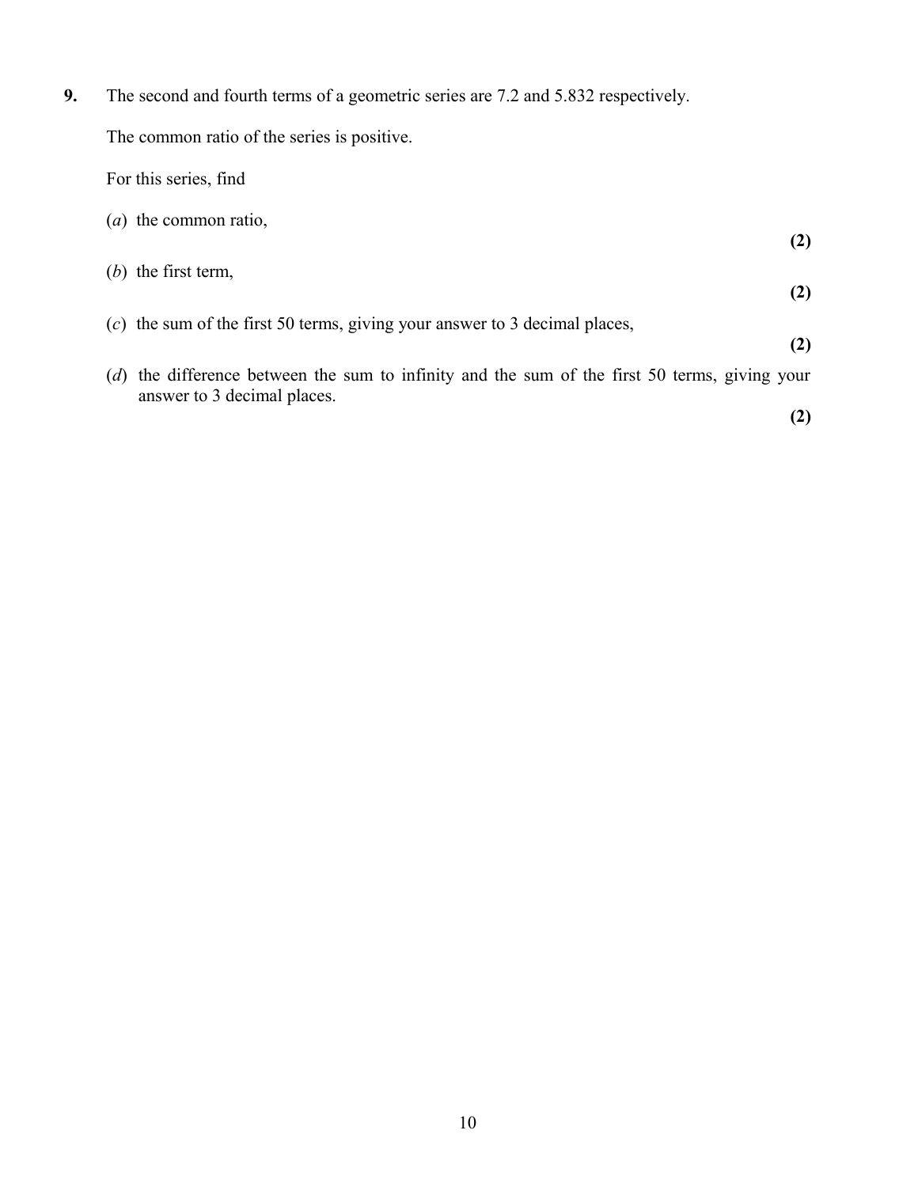**9.** The second and fourth terms of a geometric series are 7.2 and 5.832 respectively.

The common ratio of the series is positive.

For this series, find

(*a*) the common ratio,
**(2)**

(*b*) the first term,
**(2)**

(*c*) the sum of the first 50 terms, giving your answer to 3 decimal places,
**(2)**

(*d*) the difference between the sum to infinity and the sum of the first 50 terms, giving your answer to 3 decimal places.
**(2)**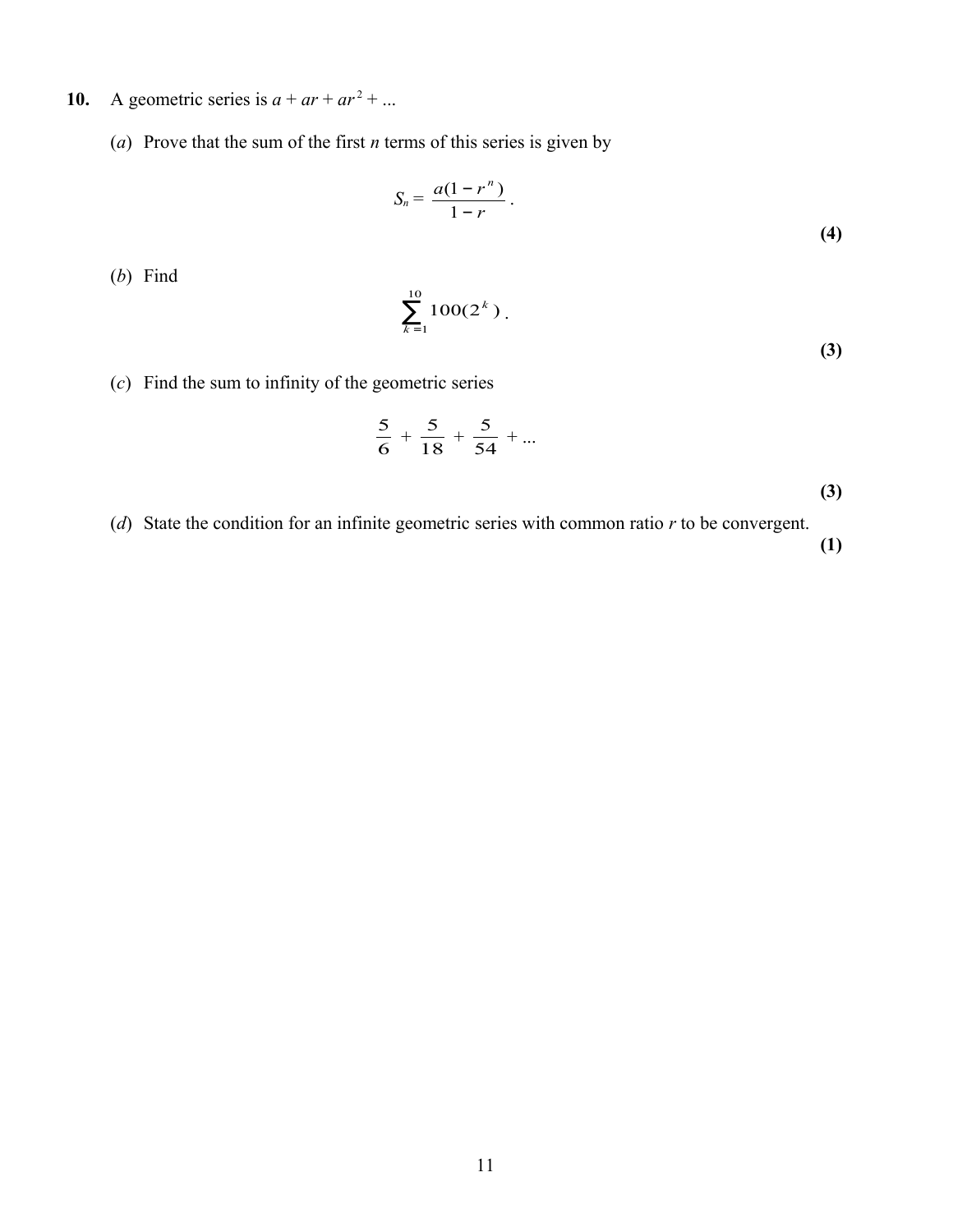**10.** A geometric series is $a + ar + ar^2 + ...$

(*a*) Prove that the sum of the first $n$ terms of this series is given by

$$S_n = \frac{a(1 - r^n)}{1 - r}.$$

**(4)**

(*b*) Find

$$\sum_{k=1}^{10} 100(2^k).$$

**(3)**

(*c*) Find the sum to infinity of the geometric series

$$\frac{5}{6} + \frac{5}{18} + \frac{5}{54} + ...$$

**(3)**

(*d*) State the condition for an infinite geometric series with common ratio $r$ to be convergent.

**(1)**